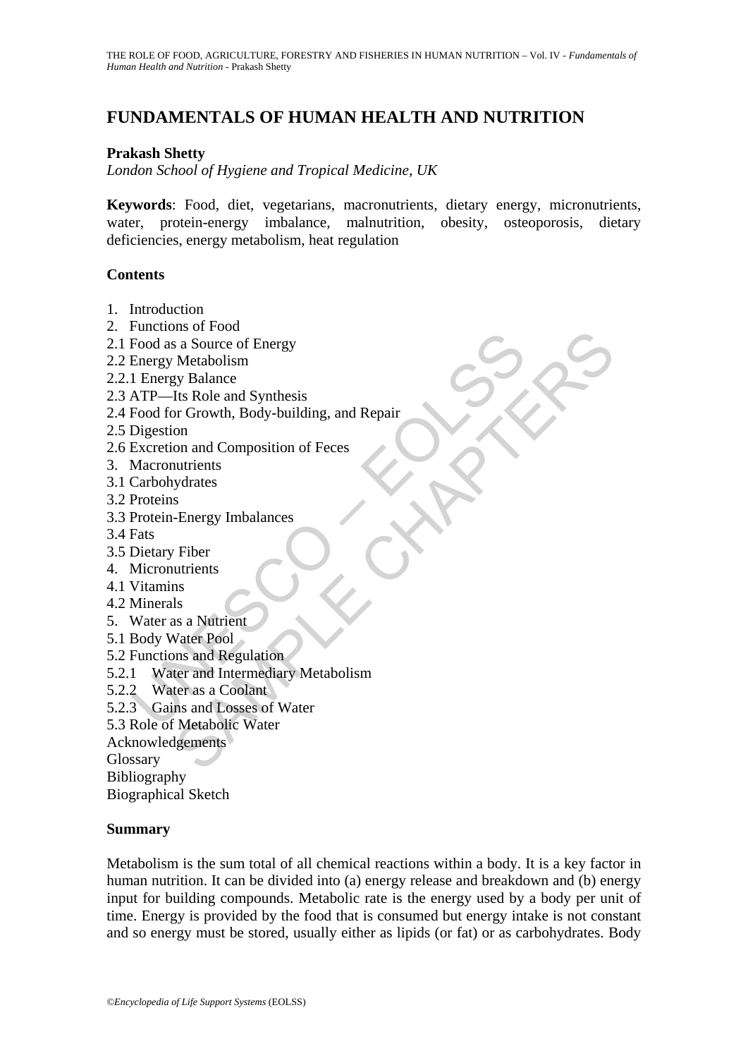# FUNDAMENTALS OF HUMAN HEALTH AND NUTRITION

**Prakash Shetty**

*London School of Hygiene and Tropical Medicine, UK*

**Keywords**: Food, diet, vegetarians, macronutrients, dietary energy, micronutrients, water, protein-energy imbalance, malnutrition, obesity, osteoporosis, dietary deficiencies, energy metabolism, heat regulation

## Contents

1. Introduction
2. Functions of Food
2.1 Food as a Source of Energy
2.2 Energy Metabolism
2.2.1 Energy Balance
2.3 ATP—Its Role and Synthesis
2.4 Food for Growth, Body-building, and Repair
2.5 Digestion
2.6 Excretion and Composition of Feces
3. Macronutrients
3.1 Carbohydrates
3.2 Proteins
3.3 Protein-Energy Imbalances
3.4 Fats
3.5 Dietary Fiber
4. Micronutrients
4.1 Vitamins
4.2 Minerals
5. Water as a Nutrient
5.1 Body Water Pool
5.2 Functions and Regulation
5.2.1 Water and Intermediary Metabolism
5.2.2 Water as a Coolant
5.2.3 Gains and Losses of Water
5.3 Role of Metabolic Water

Acknowledgements
Glossary
Bibliography
Biographical Sketch

## Summary

Metabolism is the sum total of all chemical reactions within a body. It is a key factor in human nutrition. It can be divided into (a) energy release and breakdown and (b) energy input for building compounds. Metabolic rate is the energy used by a body per unit of time. Energy is provided by the food that is consumed but energy intake is not constant and so energy must be stored, usually either as lipids (or fat) or as carbohydrates. Body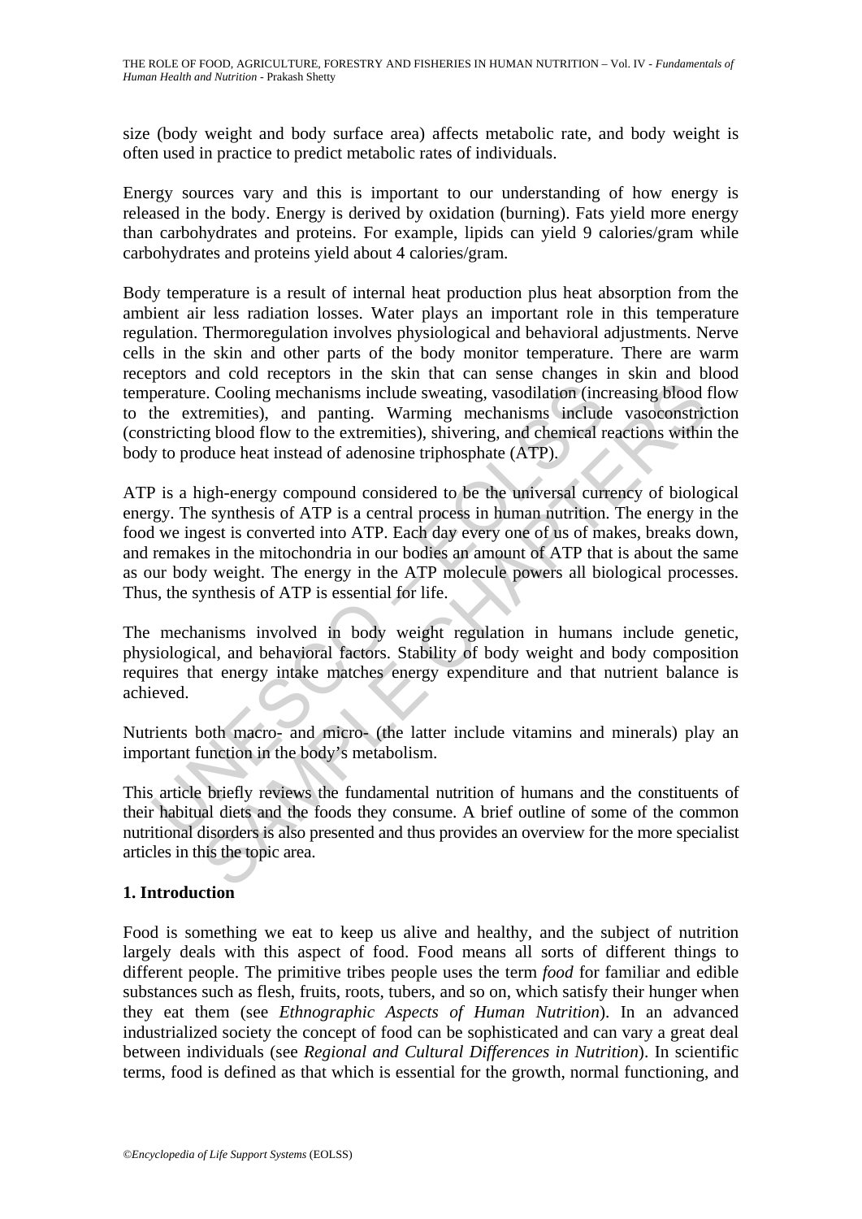size (body weight and body surface area) affects metabolic rate, and body weight is often used in practice to predict metabolic rates of individuals.

Energy sources vary and this is important to our understanding of how energy is released in the body. Energy is derived by oxidation (burning). Fats yield more energy than carbohydrates and proteins. For example, lipids can yield 9 calories/gram while carbohydrates and proteins yield about 4 calories/gram.

Body temperature is a result of internal heat production plus heat absorption from the ambient air less radiation losses. Water plays an important role in this temperature regulation. Thermoregulation involves physiological and behavioral adjustments. Nerve cells in the skin and other parts of the body monitor temperature. There are warm receptors and cold receptors in the skin that can sense changes in skin and blood temperature. Cooling mechanisms include sweating, vasodilation (increasing blood flow to the extremities), and panting. Warming mechanisms include vasoconstriction (constricting blood flow to the extremities), shivering, and chemical reactions within the body to produce heat instead of adenosine triphosphate (ATP).

ATP is a high-energy compound considered to be the universal currency of biological energy. The synthesis of ATP is a central process in human nutrition. The energy in the food we ingest is converted into ATP. Each day every one of us of makes, breaks down, and remakes in the mitochondria in our bodies an amount of ATP that is about the same as our body weight. The energy in the ATP molecule powers all biological processes. Thus, the synthesis of ATP is essential for life.

The mechanisms involved in body weight regulation in humans include genetic, physiological, and behavioral factors. Stability of body weight and body composition requires that energy intake matches energy expenditure and that nutrient balance is achieved.

Nutrients both macro- and micro- (the latter include vitamins and minerals) play an important function in the body's metabolism.

This article briefly reviews the fundamental nutrition of humans and the constituents of their habitual diets and the foods they consume. A brief outline of some of the common nutritional disorders is also presented and thus provides an overview for the more specialist articles in this the topic area.

## 1. Introduction

Food is something we eat to keep us alive and healthy, and the subject of nutrition largely deals with this aspect of food. Food means all sorts of different things to different people. The primitive tribes people uses the term *food* for familiar and edible substances such as flesh, fruits, roots, tubers, and so on, which satisfy their hunger when they eat them (see *Ethnographic Aspects of Human Nutrition*). In an advanced industrialized society the concept of food can be sophisticated and can vary a great deal between individuals (see *Regional and Cultural Differences in Nutrition*). In scientific terms, food is defined as that which is essential for the growth, normal functioning, and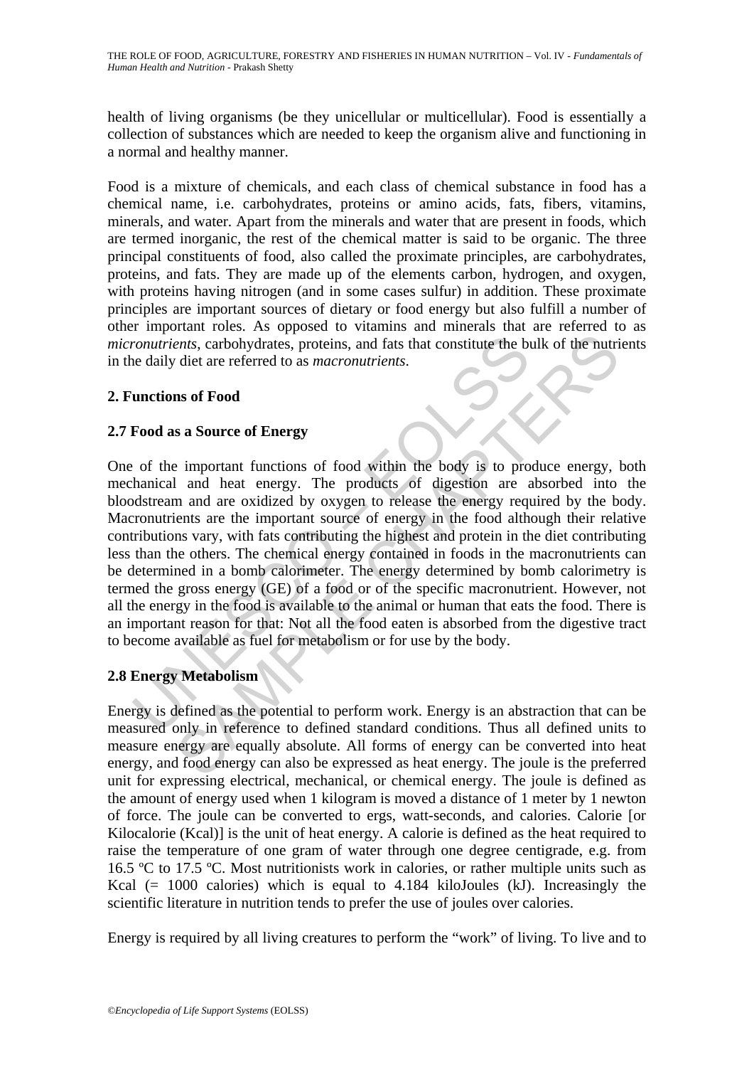health of living organisms (be they unicellular or multicellular). Food is essentially a collection of substances which are needed to keep the organism alive and functioning in a normal and healthy manner.

Food is a mixture of chemicals, and each class of chemical substance in food has a chemical name, i.e. carbohydrates, proteins or amino acids, fats, fibers, vitamins, minerals, and water. Apart from the minerals and water that are present in foods, which are termed inorganic, the rest of the chemical matter is said to be organic. The three principal constituents of food, also called the proximate principles, are carbohydrates, proteins, and fats. They are made up of the elements carbon, hydrogen, and oxygen, with proteins having nitrogen (and in some cases sulfur) in addition. These proximate principles are important sources of dietary or food energy but also fulfill a number of other important roles. As opposed to vitamins and minerals that are referred to as *micronutrients*, carbohydrates, proteins, and fats that constitute the bulk of the nutrients in the daily diet are referred to as *macronutrients*.

## 2. Functions of Food

### 2.7 Food as a Source of Energy

One of the important functions of food within the body is to produce energy, both mechanical and heat energy. The products of digestion are absorbed into the bloodstream and are oxidized by oxygen to release the energy required by the body. Macronutrients are the important source of energy in the food although their relative contributions vary, with fats contributing the highest and protein in the diet contributing less than the others. The chemical energy contained in foods in the macronutrients can be determined in a bomb calorimeter. The energy determined by bomb calorimetry is termed the gross energy (GE) of a food or of the specific macronutrient. However, not all the energy in the food is available to the animal or human that eats the food. There is an important reason for that: Not all the food eaten is absorbed from the digestive tract to become available as fuel for metabolism or for use by the body.

### 2.8 Energy Metabolism

Energy is defined as the potential to perform work. Energy is an abstraction that can be measured only in reference to defined standard conditions. Thus all defined units to measure energy are equally absolute. All forms of energy can be converted into heat energy, and food energy can also be expressed as heat energy. The joule is the preferred unit for expressing electrical, mechanical, or chemical energy. The joule is defined as the amount of energy used when 1 kilogram is moved a distance of 1 meter by 1 newton of force. The joule can be converted to ergs, watt-seconds, and calories. Calorie [or Kilocalorie (Kcal)] is the unit of heat energy. A calorie is defined as the heat required to raise the temperature of one gram of water through one degree centigrade, e.g. from 16.5 ºC to 17.5 ºC. Most nutritionists work in calories, or rather multiple units such as Kcal (= 1000 calories) which is equal to 4.184 kiloJoules (kJ). Increasingly the scientific literature in nutrition tends to prefer the use of joules over calories.

Energy is required by all living creatures to perform the "work" of living. To live and to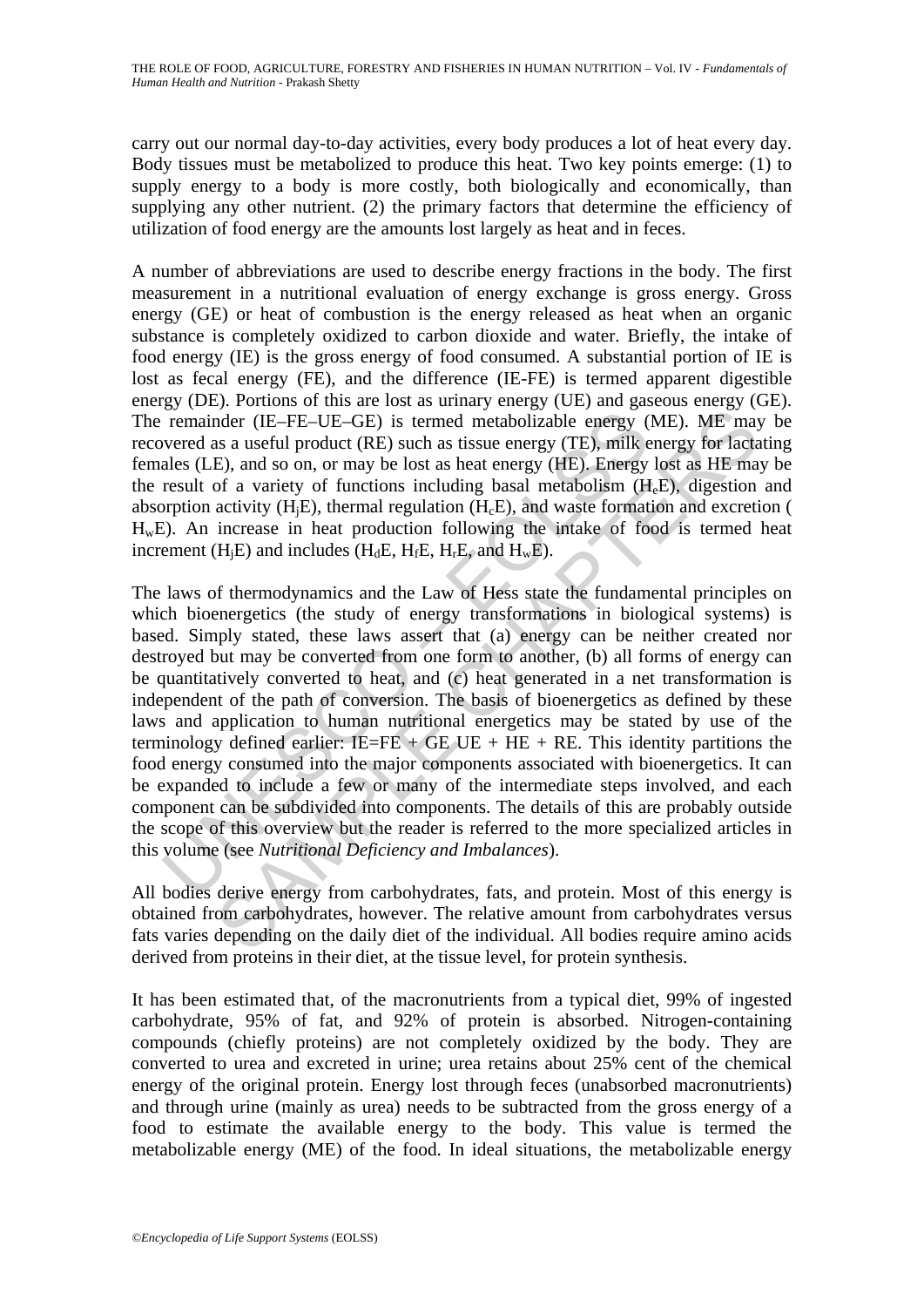carry out our normal day-to-day activities, every body produces a lot of heat every day. Body tissues must be metabolized to produce this heat. Two key points emerge: (1) to supply energy to a body is more costly, both biologically and economically, than supplying any other nutrient. (2) the primary factors that determine the efficiency of utilization of food energy are the amounts lost largely as heat and in feces.

A number of abbreviations are used to describe energy fractions in the body. The first measurement in a nutritional evaluation of energy exchange is gross energy. Gross energy (GE) or heat of combustion is the energy released as heat when an organic substance is completely oxidized to carbon dioxide and water. Briefly, the intake of food energy (IE) is the gross energy of food consumed. A substantial portion of IE is lost as fecal energy (FE), and the difference (IE-FE) is termed apparent digestible energy (DE). Portions of this are lost as urinary energy (UE) and gaseous energy (GE). The remainder (IE–FE–UE–GE) is termed metabolizable energy (ME). ME may be recovered as a useful product (RE) such as tissue energy (TE), milk energy for lactating females (LE), and so on, or may be lost as heat energy (HE). Energy lost as HE may be the result of a variety of functions including basal metabolism ($H_eE$), digestion and absorption activity ($H_jE$), thermal regulation ($H_cE$), and waste formation and excretion ( $H_wE$). An increase in heat production following the intake of food is termed heat increment ($H_jE$) and includes ($H_dE$, $H_fE$, $H_rE$, and $H_wE$).

The laws of thermodynamics and the Law of Hess state the fundamental principles on which bioenergetics (the study of energy transformations in biological systems) is based. Simply stated, these laws assert that (a) energy can be neither created nor destroyed but may be converted from one form to another, (b) all forms of energy can be quantitatively converted to heat, and (c) heat generated in a net transformation is independent of the path of conversion. The basis of bioenergetics as defined by these laws and application to human nutritional energetics may be stated by use of the terminology defined earlier: IE=FE + GE UE + HE + RE. This identity partitions the food energy consumed into the major components associated with bioenergetics. It can be expanded to include a few or many of the intermediate steps involved, and each component can be subdivided into components. The details of this are probably outside the scope of this overview but the reader is referred to the more specialized articles in this volume (see *Nutritional Deficiency and Imbalances*).

All bodies derive energy from carbohydrates, fats, and protein. Most of this energy is obtained from carbohydrates, however. The relative amount from carbohydrates versus fats varies depending on the daily diet of the individual. All bodies require amino acids derived from proteins in their diet, at the tissue level, for protein synthesis.

It has been estimated that, of the macronutrients from a typical diet, 99% of ingested carbohydrate, 95% of fat, and 92% of protein is absorbed. Nitrogen-containing compounds (chiefly proteins) are not completely oxidized by the body. They are converted to urea and excreted in urine; urea retains about 25% cent of the chemical energy of the original protein. Energy lost through feces (unabsorbed macronutrients) and through urine (mainly as urea) needs to be subtracted from the gross energy of a food to estimate the available energy to the body. This value is termed the metabolizable energy (ME) of the food. In ideal situations, the metabolizable energy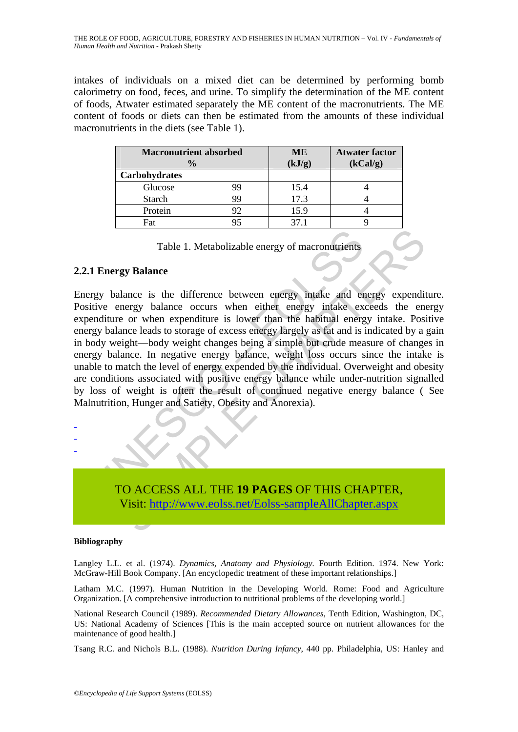intakes of individuals on a mixed diet can be determined by performing bomb calorimetry on food, feces, and urine. To simplify the determination of the ME content of foods, Atwater estimated separately the ME content of the macronutrients. The ME content of foods or diets can then be estimated from the amounts of these individual macronutrients in the diets (see Table 1).

| Macronutrient absorbed | % | ME (kJ/g) | Atwater factor (kCal/g) |
|---|---|---|---|
| **Carbohydrates** | | | |
| Glucose | 99 | 15.4 | 4 |
| Starch | 99 | 17.3 | 4 |
| Protein | 92 | 15.9 | 4 |
| Fat | 95 | 37.1 | 9 |

Table 1. Metabolizable energy of macronutrients

### 2.2.1 Energy Balance

Energy balance is the difference between energy intake and energy expenditure. Positive energy balance occurs when either energy intake exceeds the energy expenditure or when expenditure is lower than the habitual energy intake. Positive energy balance leads to storage of excess energy largely as fat and is indicated by a gain in body weight—body weight changes being a simple but crude measure of changes in energy balance. In negative energy balance, weight loss occurs since the intake is unable to match the level of energy expended by the individual. Overweight and obesity are conditions associated with positive energy balance while under-nutrition signalled by loss of weight is often the result of continued negative energy balance ( See Malnutrition, Hunger and Satiety, Obesity and Anorexia).

-
-
-

TO ACCESS ALL THE **19 PAGES** OF THIS CHAPTER,
Visit: http://www.eolss.net/Eolss-sampleAllChapter.aspx

#### Bibliography

Langley L.L. et al. (1974). *Dynamics, Anatomy and Physiology*. Fourth Edition. 1974. New York: McGraw-Hill Book Company. [An encyclopedic treatment of these important relationships.]

Latham M.C. (1997). Human Nutrition in the Developing World. Rome: Food and Agriculture Organization. [A comprehensive introduction to nutritional problems of the developing world.]

National Research Council (1989). *Recommended Dietary Allowances*, Tenth Edition, Washington, DC, US: National Academy of Sciences [This is the main accepted source on nutrient allowances for the maintenance of good health.]

Tsang R.C. and Nichols B.L. (1988). *Nutrition During Infancy*, 440 pp. Philadelphia, US: Hanley and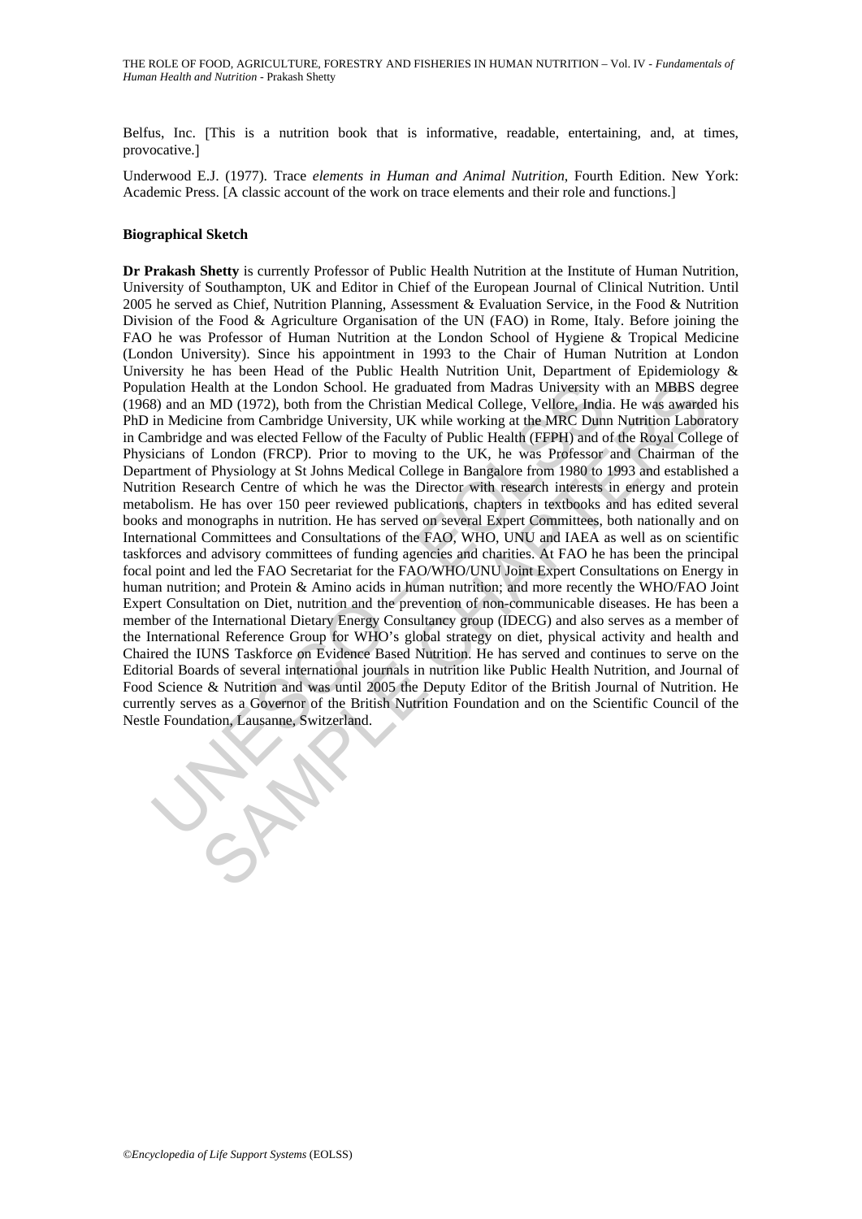Belfus, Inc. [This is a nutrition book that is informative, readable, entertaining, and, at times, provocative.]

Underwood E.J. (1977). Trace *elements in Human and Animal Nutrition*, Fourth Edition. New York: Academic Press. [A classic account of the work on trace elements and their role and functions.]

**Biographical Sketch**

**Dr Prakash Shetty** is currently Professor of Public Health Nutrition at the Institute of Human Nutrition, University of Southampton, UK and Editor in Chief of the European Journal of Clinical Nutrition. Until 2005 he served as Chief, Nutrition Planning, Assessment & Evaluation Service, in the Food & Nutrition Division of the Food & Agriculture Organisation of the UN (FAO) in Rome, Italy. Before joining the FAO he was Professor of Human Nutrition at the London School of Hygiene & Tropical Medicine (London University). Since his appointment in 1993 to the Chair of Human Nutrition at London University he has been Head of the Public Health Nutrition Unit, Department of Epidemiology & Population Health at the London School. He graduated from Madras University with an MBBS degree (1968) and an MD (1972), both from the Christian Medical College, Vellore, India. He was awarded his PhD in Medicine from Cambridge University, UK while working at the MRC Dunn Nutrition Laboratory in Cambridge and was elected Fellow of the Faculty of Public Health (FFPH) and of the Royal College of Physicians of London (FRCP). Prior to moving to the UK, he was Professor and Chairman of the Department of Physiology at St Johns Medical College in Bangalore from 1980 to 1993 and established a Nutrition Research Centre of which he was the Director with research interests in energy and protein metabolism. He has over 150 peer reviewed publications, chapters in textbooks and has edited several books and monographs in nutrition. He has served on several Expert Committees, both nationally and on International Committees and Consultations of the FAO, WHO, UNU and IAEA as well as on scientific taskforces and advisory committees of funding agencies and charities. At FAO he has been the principal focal point and led the FAO Secretariat for the FAO/WHO/UNU Joint Expert Consultations on Energy in human nutrition; and Protein & Amino acids in human nutrition; and more recently the WHO/FAO Joint Expert Consultation on Diet, nutrition and the prevention of non-communicable diseases. He has been a member of the International Dietary Energy Consultancy group (IDECG) and also serves as a member of the International Reference Group for WHO's global strategy on diet, physical activity and health and Chaired the IUNS Taskforce on Evidence Based Nutrition. He has served and continues to serve on the Editorial Boards of several international journals in nutrition like Public Health Nutrition, and Journal of Food Science & Nutrition and was until 2005 the Deputy Editor of the British Journal of Nutrition. He currently serves as a Governor of the British Nutrition Foundation and on the Scientific Council of the Nestle Foundation, Lausanne, Switzerland.